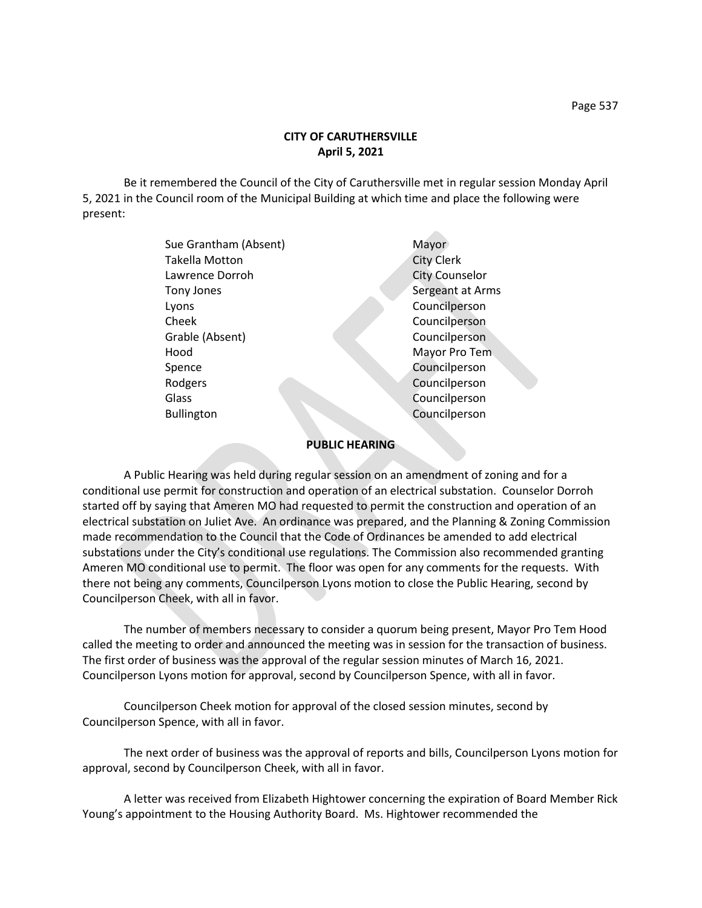**CITY OF CARUTHERSVILLE**
**April 5, 2021**

Be it remembered the Council of the City of Caruthersville met in regular session Monday April 5, 2021 in the Council room of the Municipal Building at which time and place the following were present:

| | |
|---|---|
| Sue Grantham (Absent) | Mayor |
| Takella Motton | City Clerk |
| Lawrence Dorroh | City Counselor |
| Tony Jones | Sergeant at Arms |
| Lyons | Councilperson |
| Cheek | Councilperson |
| Grable (Absent) | Councilperson |
| Hood | Mayor Pro Tem |
| Spence | Councilperson |
| Rodgers | Councilperson |
| Glass | Councilperson |
| Bullington | Councilperson |

**PUBLIC HEARING**

A Public Hearing was held during regular session on an amendment of zoning and for a conditional use permit for construction and operation of an electrical substation. Counselor Dorroh started off by saying that Ameren MO had requested to permit the construction and operation of an electrical substation on Juliet Ave. An ordinance was prepared, and the Planning & Zoning Commission made recommendation to the Council that the Code of Ordinances be amended to add electrical substations under the City's conditional use regulations. The Commission also recommended granting Ameren MO conditional use to permit. The floor was open for any comments for the requests. With there not being any comments, Councilperson Lyons motion to close the Public Hearing, second by Councilperson Cheek, with all in favor.

The number of members necessary to consider a quorum being present, Mayor Pro Tem Hood called the meeting to order and announced the meeting was in session for the transaction of business. The first order of business was the approval of the regular session minutes of March 16, 2021. Councilperson Lyons motion for approval, second by Councilperson Spence, with all in favor.

Councilperson Cheek motion for approval of the closed session minutes, second by Councilperson Spence, with all in favor.

The next order of business was the approval of reports and bills, Councilperson Lyons motion for approval, second by Councilperson Cheek, with all in favor.

A letter was received from Elizabeth Hightower concerning the expiration of Board Member Rick Young's appointment to the Housing Authority Board. Ms. Hightower recommended the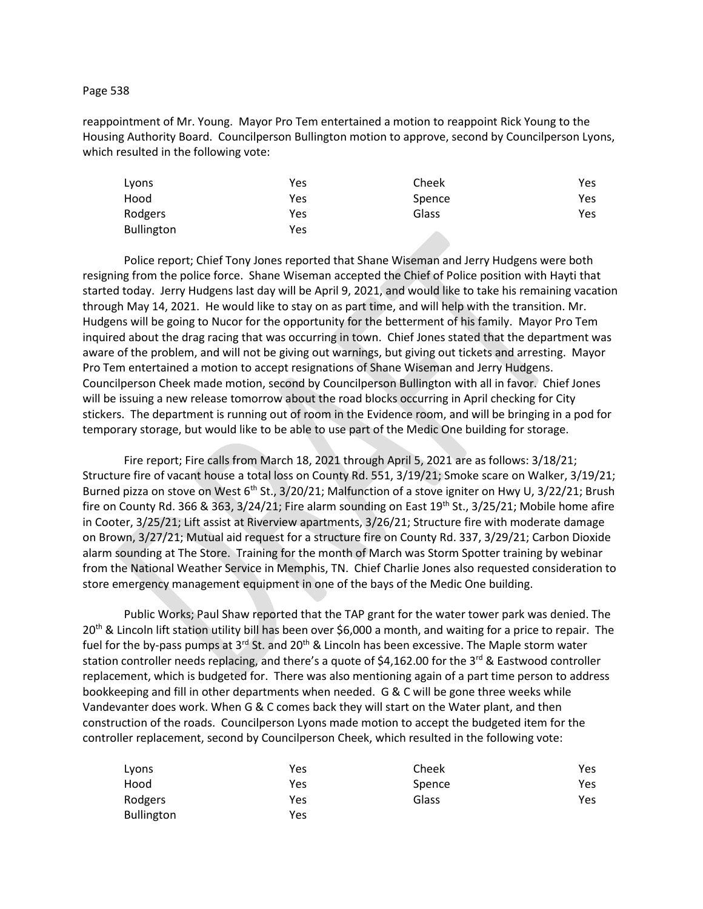reappointment of Mr. Young. Mayor Pro Tem entertained a motion to reappoint Rick Young to the Housing Authority Board. Councilperson Bullington motion to approve, second by Councilperson Lyons, which resulted in the following vote:

| | | | |
|---|---|---|---|
| Lyons | Yes | Cheek | Yes |
| Hood | Yes | Spence | Yes |
| Rodgers | Yes | Glass | Yes |
| Bullington | Yes | | |

Police report; Chief Tony Jones reported that Shane Wiseman and Jerry Hudgens were both resigning from the police force. Shane Wiseman accepted the Chief of Police position with Hayti that started today. Jerry Hudgens last day will be April 9, 2021, and would like to take his remaining vacation through May 14, 2021. He would like to stay on as part time, and will help with the transition. Mr. Hudgens will be going to Nucor for the opportunity for the betterment of his family. Mayor Pro Tem inquired about the drag racing that was occurring in town. Chief Jones stated that the department was aware of the problem, and will not be giving out warnings, but giving out tickets and arresting. Mayor Pro Tem entertained a motion to accept resignations of Shane Wiseman and Jerry Hudgens. Councilperson Cheek made motion, second by Councilperson Bullington with all in favor. Chief Jones will be issuing a new release tomorrow about the road blocks occurring in April checking for City stickers. The department is running out of room in the Evidence room, and will be bringing in a pod for temporary storage, but would like to be able to use part of the Medic One building for storage.

Fire report; Fire calls from March 18, 2021 through April 5, 2021 are as follows: 3/18/21; Structure fire of vacant house a total loss on County Rd. 551, 3/19/21; Smoke scare on Walker, 3/19/21; Burned pizza on stove on West 6th St., 3/20/21; Malfunction of a stove igniter on Hwy U, 3/22/21; Brush fire on County Rd. 366 & 363, 3/24/21; Fire alarm sounding on East 19th St., 3/25/21; Mobile home afire in Cooter, 3/25/21; Lift assist at Riverview apartments, 3/26/21; Structure fire with moderate damage on Brown, 3/27/21; Mutual aid request for a structure fire on County Rd. 337, 3/29/21; Carbon Dioxide alarm sounding at The Store. Training for the month of March was Storm Spotter training by webinar from the National Weather Service in Memphis, TN. Chief Charlie Jones also requested consideration to store emergency management equipment in one of the bays of the Medic One building.

Public Works; Paul Shaw reported that the TAP grant for the water tower park was denied. The 20th & Lincoln lift station utility bill has been over $6,000 a month, and waiting for a price to repair. The fuel for the by-pass pumps at 3rd St. and 20th & Lincoln has been excessive. The Maple storm water station controller needs replacing, and there's a quote of $4,162.00 for the 3rd & Eastwood controller replacement, which is budgeted for. There was also mentioning again of a part time person to address bookkeeping and fill in other departments when needed. G & C will be gone three weeks while Vandevanter does work. When G & C comes back they will start on the Water plant, and then construction of the roads. Councilperson Lyons made motion to accept the budgeted item for the controller replacement, second by Councilperson Cheek, which resulted in the following vote:

| | | | |
|---|---|---|---|
| Lyons | Yes | Cheek | Yes |
| Hood | Yes | Spence | Yes |
| Rodgers | Yes | Glass | Yes |
| Bullington | Yes | | |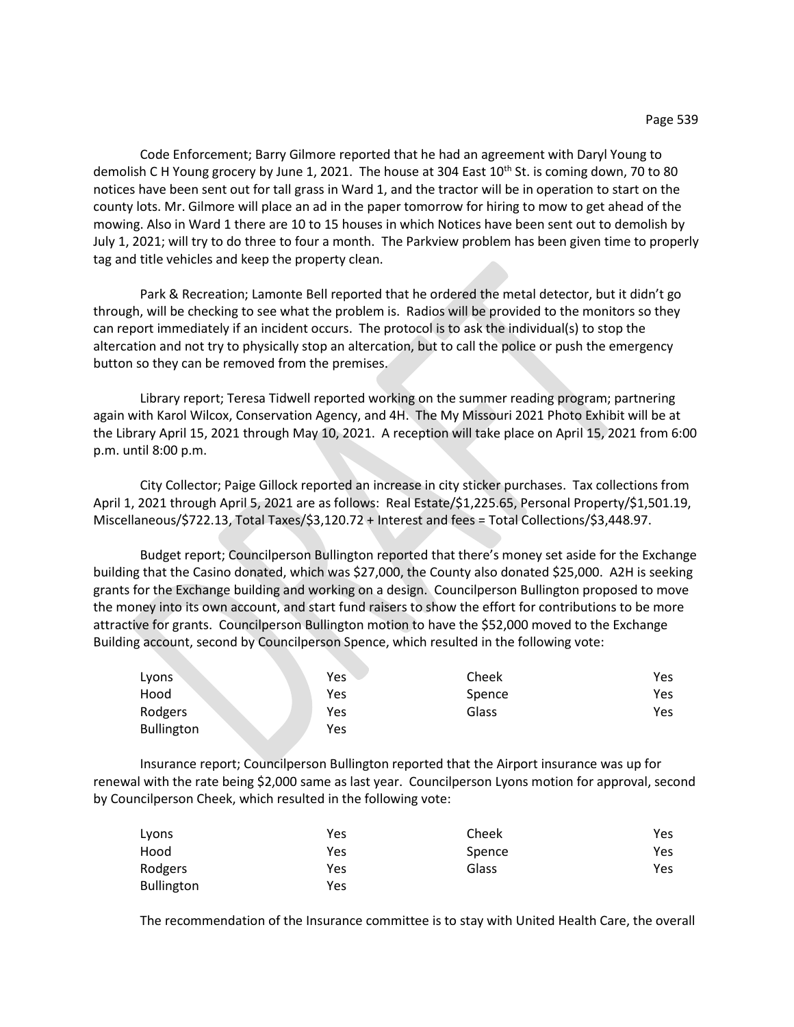Code Enforcement; Barry Gilmore reported that he had an agreement with Daryl Young to demolish C H Young grocery by June 1, 2021. The house at 304 East 10th St. is coming down, 70 to 80 notices have been sent out for tall grass in Ward 1, and the tractor will be in operation to start on the county lots. Mr. Gilmore will place an ad in the paper tomorrow for hiring to mow to get ahead of the mowing. Also in Ward 1 there are 10 to 15 houses in which Notices have been sent out to demolish by July 1, 2021; will try to do three to four a month. The Parkview problem has been given time to properly tag and title vehicles and keep the property clean.

Park & Recreation; Lamonte Bell reported that he ordered the metal detector, but it didn't go through, will be checking to see what the problem is. Radios will be provided to the monitors so they can report immediately if an incident occurs. The protocol is to ask the individual(s) to stop the altercation and not try to physically stop an altercation, but to call the police or push the emergency button so they can be removed from the premises.

Library report; Teresa Tidwell reported working on the summer reading program; partnering again with Karol Wilcox, Conservation Agency, and 4H. The My Missouri 2021 Photo Exhibit will be at the Library April 15, 2021 through May 10, 2021. A reception will take place on April 15, 2021 from 6:00 p.m. until 8:00 p.m.

City Collector; Paige Gillock reported an increase in city sticker purchases. Tax collections from April 1, 2021 through April 5, 2021 are as follows: Real Estate/$1,225.65, Personal Property/$1,501.19, Miscellaneous/$722.13, Total Taxes/$3,120.72 + Interest and fees = Total Collections/$3,448.97.

Budget report; Councilperson Bullington reported that there's money set aside for the Exchange building that the Casino donated, which was $27,000, the County also donated $25,000. A2H is seeking grants for the Exchange building and working on a design. Councilperson Bullington proposed to move the money into its own account, and start fund raisers to show the effort for contributions to be more attractive for grants. Councilperson Bullington motion to have the $52,000 moved to the Exchange Building account, second by Councilperson Spence, which resulted in the following vote:

| | | | |
|---|---|---|---|
| Lyons | Yes | Cheek | Yes |
| Hood | Yes | Spence | Yes |
| Rodgers | Yes | Glass | Yes |
| Bullington | Yes | | |

Insurance report; Councilperson Bullington reported that the Airport insurance was up for renewal with the rate being $2,000 same as last year. Councilperson Lyons motion for approval, second by Councilperson Cheek, which resulted in the following vote:

| | | | |
|---|---|---|---|
| Lyons | Yes | Cheek | Yes |
| Hood | Yes | Spence | Yes |
| Rodgers | Yes | Glass | Yes |
| Bullington | Yes | | |

The recommendation of the Insurance committee is to stay with United Health Care, the overall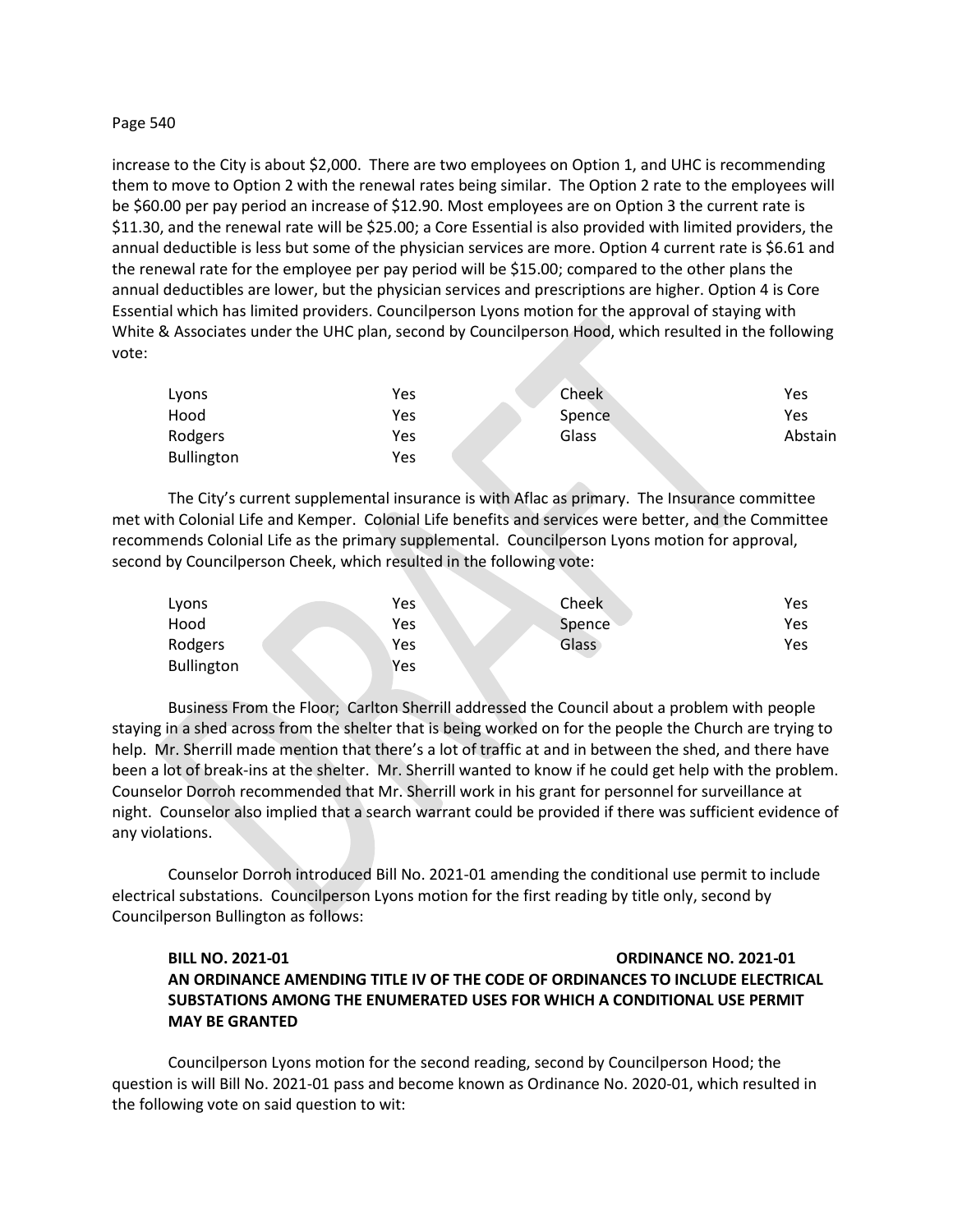increase to the City is about $2,000. There are two employees on Option 1, and UHC is recommending them to move to Option 2 with the renewal rates being similar. The Option 2 rate to the employees will be $60.00 per pay period an increase of $12.90. Most employees are on Option 3 the current rate is $11.30, and the renewal rate will be $25.00; a Core Essential is also provided with limited providers, the annual deductible is less but some of the physician services are more. Option 4 current rate is $6.61 and the renewal rate for the employee per pay period will be $15.00; compared to the other plans the annual deductibles are lower, but the physician services and prescriptions are higher. Option 4 is Core Essential which has limited providers. Councilperson Lyons motion for the approval of staying with White & Associates under the UHC plan, second by Councilperson Hood, which resulted in the following vote:

| | | | |
|---|---|---|---|
| Lyons | Yes | Cheek | Yes |
| Hood | Yes | Spence | Yes |
| Rodgers | Yes | Glass | Abstain |
| Bullington | Yes | | |

The City's current supplemental insurance is with Aflac as primary. The Insurance committee met with Colonial Life and Kemper. Colonial Life benefits and services were better, and the Committee recommends Colonial Life as the primary supplemental. Councilperson Lyons motion for approval, second by Councilperson Cheek, which resulted in the following vote:

| | | | |
|---|---|---|---|
| Lyons | Yes | Cheek | Yes |
| Hood | Yes | Spence | Yes |
| Rodgers | Yes | Glass | Yes |
| Bullington | Yes | | |

Business From the Floor; Carlton Sherrill addressed the Council about a problem with people staying in a shed across from the shelter that is being worked on for the people the Church are trying to help. Mr. Sherrill made mention that there's a lot of traffic at and in between the shed, and there have been a lot of break-ins at the shelter. Mr. Sherrill wanted to know if he could get help with the problem. Counselor Dorroh recommended that Mr. Sherrill work in his grant for personnel for surveillance at night. Counselor also implied that a search warrant could be provided if there was sufficient evidence of any violations.

Counselor Dorroh introduced Bill No. 2021-01 amending the conditional use permit to include electrical substations. Councilperson Lyons motion for the first reading by title only, second by Councilperson Bullington as follows:

**BILL NO. 2021-01 ORDINANCE NO. 2021-01**
**AN ORDINANCE AMENDING TITLE IV OF THE CODE OF ORDINANCES TO INCLUDE ELECTRICAL SUBSTATIONS AMONG THE ENUMERATED USES FOR WHICH A CONDITIONAL USE PERMIT MAY BE GRANTED**

Councilperson Lyons motion for the second reading, second by Councilperson Hood; the question is will Bill No. 2021-01 pass and become known as Ordinance No. 2020-01, which resulted in the following vote on said question to wit: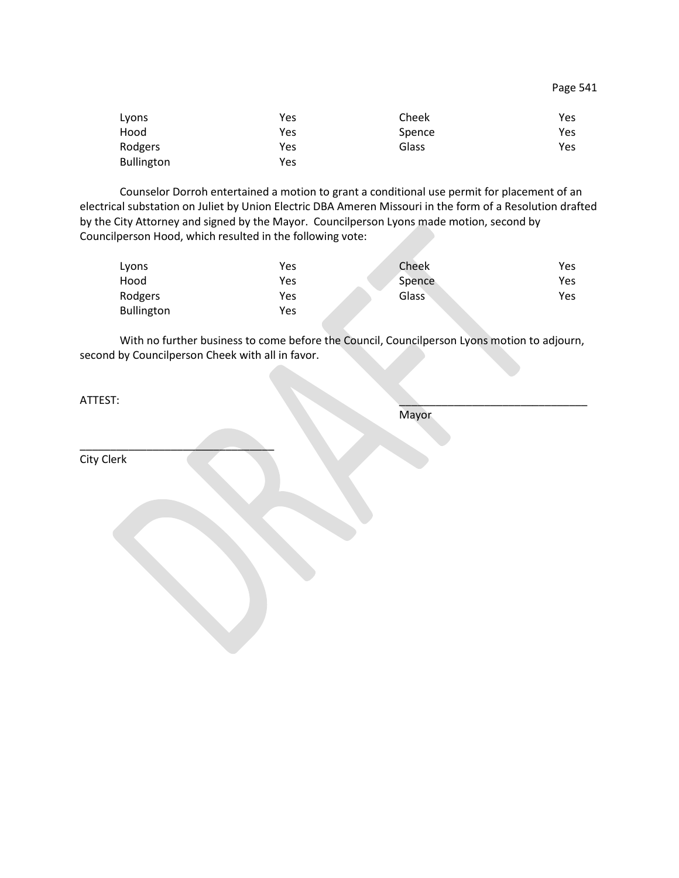| | | | |
|---|---|---|---|
| Lyons | Yes | Cheek | Yes |
| Hood | Yes | Spence | Yes |
| Rodgers | Yes | Glass | Yes |
| Bullington | Yes | | |

Counselor Dorroh entertained a motion to grant a conditional use permit for placement of an electrical substation on Juliet by Union Electric DBA Ameren Missouri in the form of a Resolution drafted by the City Attorney and signed by the Mayor. Councilperson Lyons made motion, second by Councilperson Hood, which resulted in the following vote:

| | | | |
|---|---|---|---|
| Lyons | Yes | Cheek | Yes |
| Hood | Yes | Spence | Yes |
| Rodgers | Yes | Glass | Yes |
| Bullington | Yes | | |

With no further business to come before the Council, Councilperson Lyons motion to adjourn, second by Councilperson Cheek with all in favor.

ATTEST:

________________________________
Mayor

________________________________
City Clerk